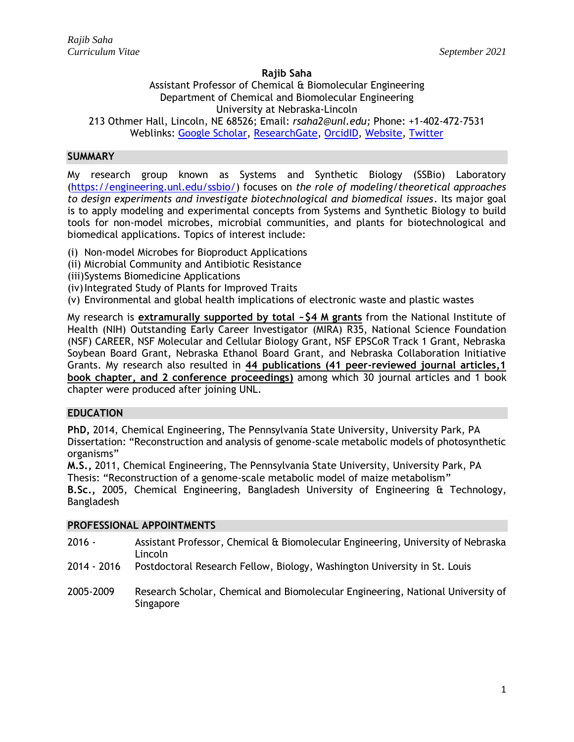**Rajib Saha**

Assistant Professor of Chemical & Biomolecular Engineering
Department of Chemical and Biomolecular Engineering
University at Nebraska-Lincoln
213 Othmer Hall, Lincoln, NE 68526; Email: *rsaha2@unl.edu;* Phone: +1-402-472-7531
Weblinks: Google Scholar, ResearchGate, OrcidID, Website, Twitter

## SUMMARY

My research group known as Systems and Synthetic Biology (SSBio) Laboratory (https://engineering.unl.edu/ssbio/) focuses on *the role of modeling/theoretical approaches to design experiments and investigate biotechnological and biomedical issues*. Its major goal is to apply modeling and experimental concepts from Systems and Synthetic Biology to build tools for non-model microbes, microbial communities, and plants for biotechnological and biomedical applications. Topics of interest include:

(i) Non-model Microbes for Bioproduct Applications
(ii) Microbial Community and Antibiotic Resistance
(iii) Systems Biomedicine Applications
(iv) Integrated Study of Plants for Improved Traits
(v) Environmental and global health implications of electronic waste and plastic wastes

My research is **extramurally supported by total ~$4 M grants** from the National Institute of Health (NIH) Outstanding Early Career Investigator (MIRA) R35, National Science Foundation (NSF) CAREER, NSF Molecular and Cellular Biology Grant, NSF EPSCoR Track 1 Grant, Nebraska Soybean Board Grant, Nebraska Ethanol Board Grant, and Nebraska Collaboration Initiative Grants. My research also resulted in **44 publications (41 peer-reviewed journal articles,1 book chapter, and 2 conference proceedings)** among which 30 journal articles and 1 book chapter were produced after joining UNL.

## EDUCATION

**PhD,** 2014, Chemical Engineering, The Pennsylvania State University, University Park, PA
Dissertation: "Reconstruction and analysis of genome-scale metabolic models of photosynthetic organisms"
**M.S.,** 2011, Chemical Engineering, The Pennsylvania State University, University Park, PA
Thesis: "Reconstruction of a genome-scale metabolic model of maize metabolism"
**B.Sc.,** 2005, Chemical Engineering, Bangladesh University of Engineering & Technology, Bangladesh

## PROFESSIONAL APPOINTMENTS

| | |
|---|---|
| 2016 - | Assistant Professor, Chemical & Biomolecular Engineering, University of Nebraska Lincoln |
| 2014 - 2016 | Postdoctoral Research Fellow, Biology, Washington University in St. Louis |
| 2005-2009 | Research Scholar, Chemical and Biomolecular Engineering, National University of Singapore |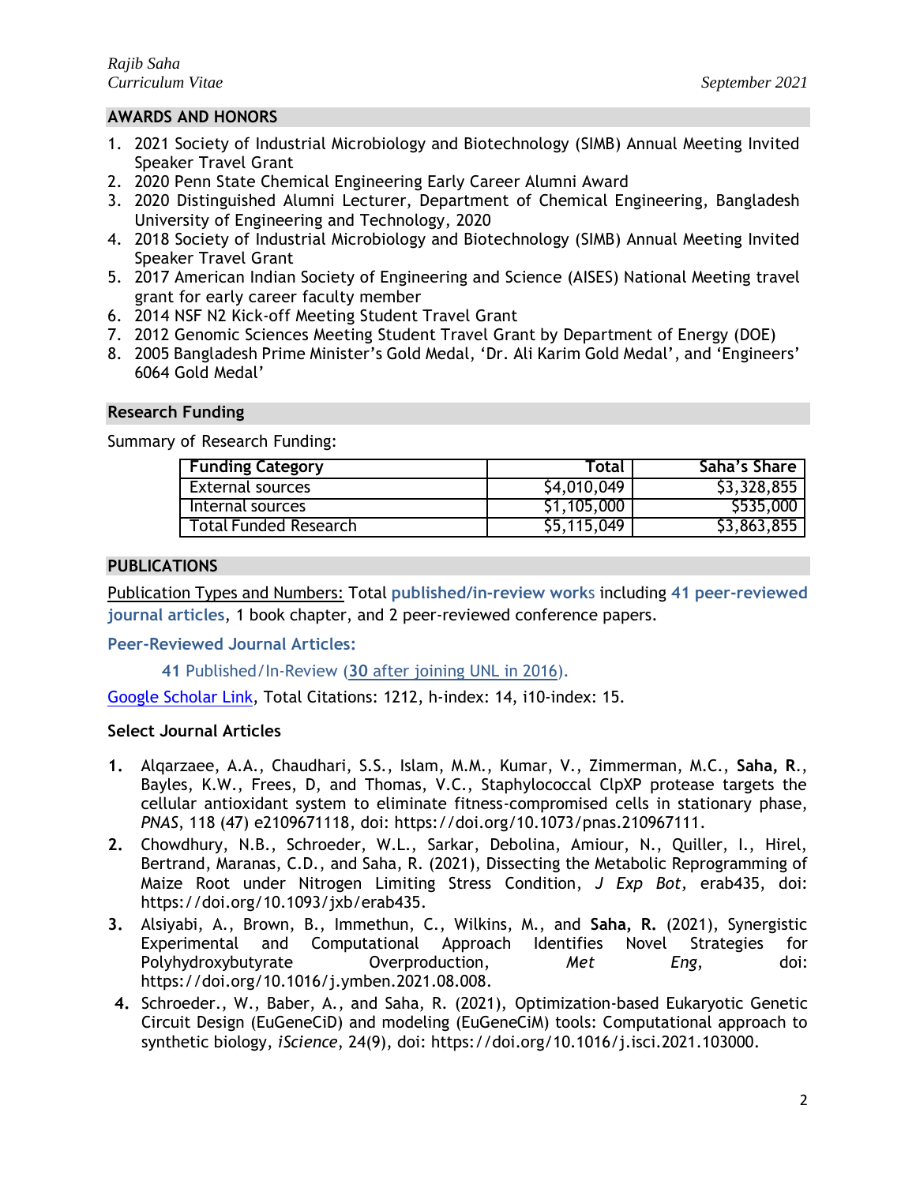## AWARDS AND HONORS

1. 2021 Society of Industrial Microbiology and Biotechnology (SIMB) Annual Meeting Invited Speaker Travel Grant
2. 2020 Penn State Chemical Engineering Early Career Alumni Award
3. 2020 Distinguished Alumni Lecturer, Department of Chemical Engineering, Bangladesh University of Engineering and Technology, 2020
4. 2018 Society of Industrial Microbiology and Biotechnology (SIMB) Annual Meeting Invited Speaker Travel Grant
5. 2017 American Indian Society of Engineering and Science (AISES) National Meeting travel grant for early career faculty member
6. 2014 NSF N2 Kick-off Meeting Student Travel Grant
7. 2012 Genomic Sciences Meeting Student Travel Grant by Department of Energy (DOE)
8. 2005 Bangladesh Prime Minister's Gold Medal, 'Dr. Ali Karim Gold Medal', and 'Engineers' 6064 Gold Medal'

## Research Funding

Summary of Research Funding:

| Funding Category | Total | Saha's Share |
|---|---|---|
| External sources | $4,010,049 | $3,328,855 |
| Internal sources | $1,105,000 | $535,000 |
| Total Funded Research | $5,115,049 | $3,863,855 |

## PUBLICATIONS

Publication Types and Numbers: Total **published/in-review works** including **41 peer-reviewed journal articles**, 1 book chapter, and 2 peer-reviewed conference papers.

**Peer-Reviewed Journal Articles:**

**41** Published/In-Review (**30** after joining UNL in 2016).

Google Scholar Link, Total Citations: 1212, h-index: 14, i10-index: 15.

### Select Journal Articles

1. Alqarzaee, A.A., Chaudhari, S.S., Islam, M.M., Kumar, V., Zimmerman, M.C., **Saha, R.**, Bayles, K.W., Frees, D, and Thomas, V.C., Staphylococcal ClpXP protease targets the cellular antioxidant system to eliminate fitness-compromised cells in stationary phase, *PNAS*, 118 (47) e2109671118, doi: https://doi.org/10.1073/pnas.210967111.
2. Chowdhury, N.B., Schroeder, W.L., Sarkar, Debolina, Amiour, N., Quiller, I., Hirel, Bertrand, Maranas, C.D., and Saha, R. (2021), Dissecting the Metabolic Reprogramming of Maize Root under Nitrogen Limiting Stress Condition, *J Exp Bot*, erab435, doi: https://doi.org/10.1093/jxb/erab435.
3. Alsiyabi, A., Brown, B., Immethun, C., Wilkins, M., and **Saha, R.** (2021), Synergistic Experimental and Computational Approach Identifies Novel Strategies for Polyhydroxybutyrate Overproduction, *Met Eng*, doi: https://doi.org/10.1016/j.ymben.2021.08.008.
4. Schroeder., W., Baber, A., and Saha, R. (2021), Optimization-based Eukaryotic Genetic Circuit Design (EuGeneCiD) and modeling (EuGeneCiM) tools: Computational approach to synthetic biology, *iScience*, 24(9), doi: https://doi.org/10.1016/j.isci.2021.103000.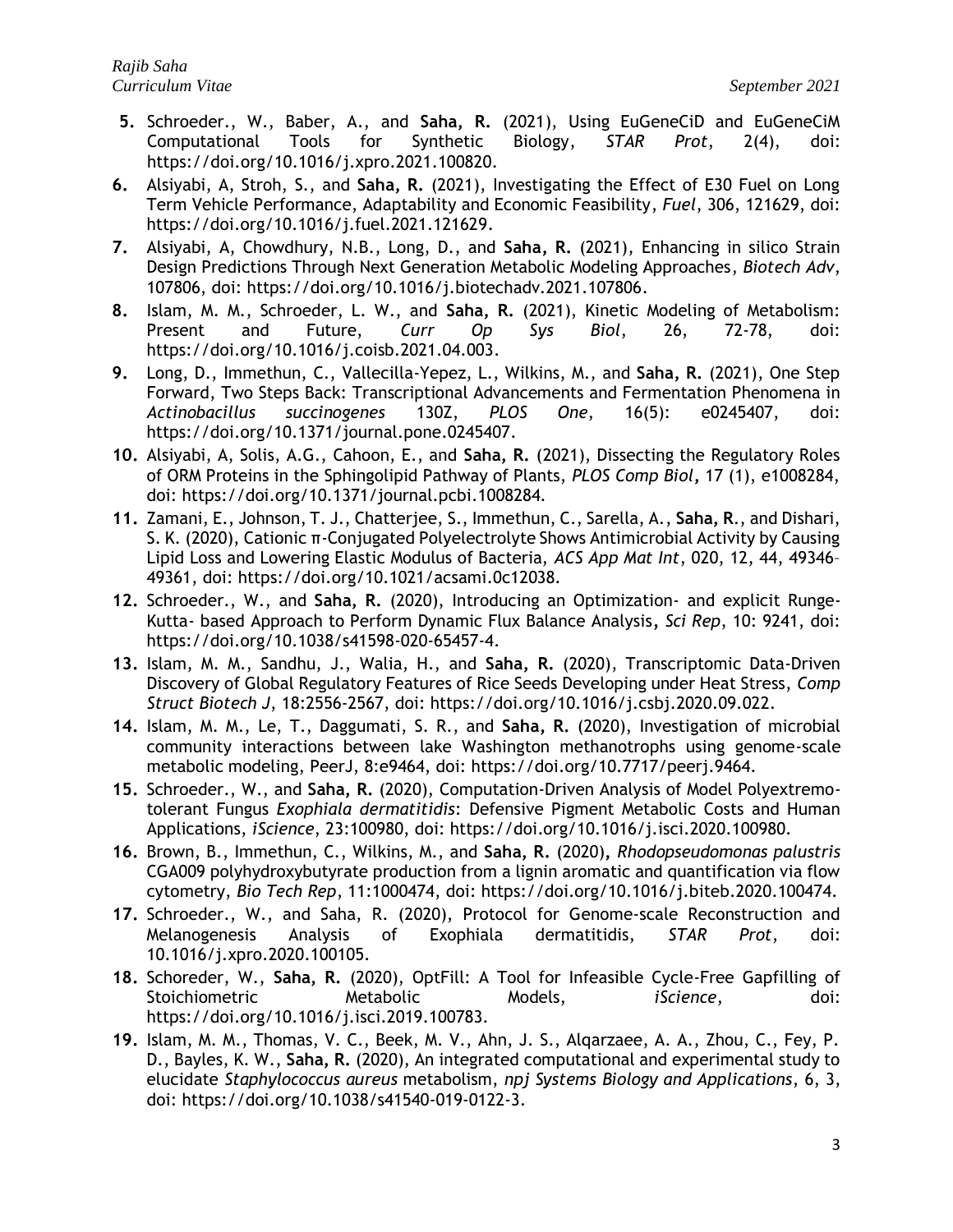5. Schroeder., W., Baber, A., and **Saha, R.** (2021), Using EuGeneCiD and EuGeneCiM Computational Tools for Synthetic Biology, *STAR Prot*, 2(4), doi: https://doi.org/10.1016/j.xpro.2021.100820.
6. Alsiyabi, A, Stroh, S., and **Saha, R.** (2021), Investigating the Effect of E30 Fuel on Long Term Vehicle Performance, Adaptability and Economic Feasibility, *Fuel*, 306, 121629, doi: https://doi.org/10.1016/j.fuel.2021.121629.
7. Alsiyabi, A, Chowdhury, N.B., Long, D., and **Saha, R.** (2021), Enhancing in silico Strain Design Predictions Through Next Generation Metabolic Modeling Approaches, *Biotech Adv*, 107806, doi: https://doi.org/10.1016/j.biotechadv.2021.107806.
8. Islam, M. M., Schroeder, L. W., and **Saha, R.** (2021), Kinetic Modeling of Metabolism: Present and Future, *Curr Op Sys Biol*, 26, 72-78, doi: https://doi.org/10.1016/j.coisb.2021.04.003.
9. Long, D., Immethun, C., Vallecilla-Yepez, L., Wilkins, M., and **Saha, R.** (2021), One Step Forward, Two Steps Back: Transcriptional Advancements and Fermentation Phenomena in *Actinobacillus succinogenes* 130Z, *PLOS One*, 16(5): e0245407, doi: https://doi.org/10.1371/journal.pone.0245407.
10. Alsiyabi, A, Solis, A.G., Cahoon, E., and **Saha, R.** (2021), Dissecting the Regulatory Roles of ORM Proteins in the Sphingolipid Pathway of Plants, *PLOS Comp Biol*, 17 (1), e1008284, doi: https://doi.org/10.1371/journal.pcbi.1008284.
11. Zamani, E., Johnson, T. J., Chatterjee, S., Immethun, C., Sarella, A., **Saha, R**., and Dishari, S. K. (2020), Cationic π-Conjugated Polyelectrolyte Shows Antimicrobial Activity by Causing Lipid Loss and Lowering Elastic Modulus of Bacteria, *ACS App Mat Int*, 020, 12, 44, 49346–49361, doi: https://doi.org/10.1021/acsami.0c12038.
12. Schroeder., W., and **Saha, R.** (2020), Introducing an Optimization- and explicit Runge-Kutta- based Approach to Perform Dynamic Flux Balance Analysis, *Sci Rep*, 10: 9241, doi: https://doi.org/10.1038/s41598-020-65457-4.
13. Islam, M. M., Sandhu, J., Walia, H., and **Saha, R.** (2020), Transcriptomic Data-Driven Discovery of Global Regulatory Features of Rice Seeds Developing under Heat Stress, *Comp Struct Biotech J*, 18:2556-2567, doi: https://doi.org/10.1016/j.csbj.2020.09.022.
14. Islam, M. M., Le, T., Daggumati, S. R., and **Saha, R.** (2020), Investigation of microbial community interactions between lake Washington methanotrophs using genome-scale metabolic modeling, PeerJ, 8:e9464, doi: https://doi.org/10.7717/peerj.9464.
15. Schroeder., W., and **Saha, R.** (2020), Computation-Driven Analysis of Model Polyextremo-tolerant Fungus *Exophiala dermatitidis*: Defensive Pigment Metabolic Costs and Human Applications, *iScience*, 23:100980, doi: https://doi.org/10.1016/j.isci.2020.100980.
16. Brown, B., Immethun, C., Wilkins, M., and **Saha, R.** (2020), *Rhodopseudomonas palustris* CGA009 polyhydroxybutyrate production from a lignin aromatic and quantification via flow cytometry, *Bio Tech Rep*, 11:1000474, doi: https://doi.org/10.1016/j.biteb.2020.100474.
17. Schroeder., W., and Saha, R. (2020), Protocol for Genome-scale Reconstruction and Melanogenesis Analysis of Exophiala dermatitidis, *STAR Prot*, doi: 10.1016/j.xpro.2020.100105.
18. Schoreder, W., **Saha, R.** (2020), OptFill: A Tool for Infeasible Cycle-Free Gapfilling of Stoichiometric Metabolic Models, *iScience*, doi: https://doi.org/10.1016/j.isci.2019.100783.
19. Islam, M. M., Thomas, V. C., Beek, M. V., Ahn, J. S., Alqarzaee, A. A., Zhou, C., Fey, P. D., Bayles, K. W., **Saha, R.** (2020), An integrated computational and experimental study to elucidate *Staphylococcus aureus* metabolism, *npj Systems Biology and Applications*, 6, 3, doi: https://doi.org/10.1038/s41540-019-0122-3.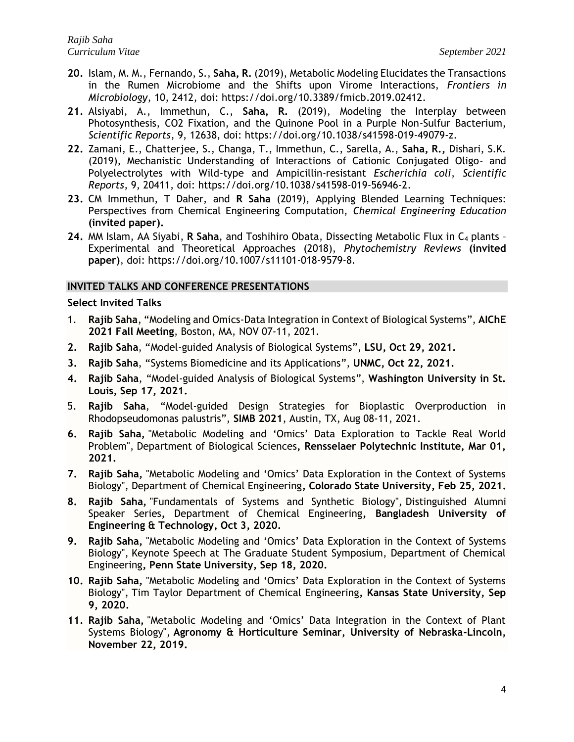20. Islam, M. M., Fernando, S., **Saha, R.** (2019), Metabolic Modeling Elucidates the Transactions in the Rumen Microbiome and the Shifts upon Virome Interactions, *Frontiers in Microbiology*, 10, 2412, doi: https://doi.org/10.3389/fmicb.2019.02412.
21. Alsiyabi, A., Immethun, C., **Saha, R.** (2019), Modeling the Interplay between Photosynthesis, CO2 Fixation, and the Quinone Pool in a Purple Non-Sulfur Bacterium, *Scientific Reports*, 9, 12638, doi: https://doi.org/10.1038/s41598-019-49079-z.
22. Zamani, E., Chatterjee, S., Changa, T., Immethun, C., Sarella, A., **Saha, R.,** Dishari, S.K. (2019), Mechanistic Understanding of Interactions of Cationic Conjugated Oligo- and Polyelectrolytes with Wild-type and Ampicillin-resistant *Escherichia coli*, *Scientific Reports*, 9, 20411, doi: https://doi.org/10.1038/s41598-019-56946-2.
23. CM Immethun, T Daher, and **R Saha** (2019), Applying Blended Learning Techniques: Perspectives from Chemical Engineering Computation, *Chemical Engineering Education* **(invited paper).**
24. MM Islam, AA Siyabi, **R Saha**, and Toshihiro Obata, Dissecting Metabolic Flux in $C_4$ plants – Experimental and Theoretical Approaches (2018), *Phytochemistry Reviews* **(invited paper)**, doi: https://doi.org/10.1007/s11101-018-9579-8.

## INVITED TALKS AND CONFERENCE PRESENTATIONS

### Select Invited Talks

1. **Rajib Saha**, "Modeling and Omics-Data Integration in Context of Biological Systems", **AIChE 2021 Fall Meeting**, Boston, MA, NOV 07-11, 2021.
2. **Rajib Saha**, "Model-guided Analysis of Biological Systems", **LSU, Oct 29, 2021.**
3. **Rajib Saha**, "Systems Biomedicine and its Applications", **UNMC, Oct 22, 2021.**
4. **Rajib Saha**, "Model-guided Analysis of Biological Systems", **Washington University in St. Louis, Sep 17, 2021.**
5. **Rajib Saha**, "Model-guided Design Strategies for Bioplastic Overproduction in Rhodopseudomonas palustris", **SIMB 2021**, Austin, TX, Aug 08-11, 2021.
6. **Rajib Saha,** "Metabolic Modeling and 'Omics' Data Exploration to Tackle Real World Problem", Department of Biological Sciences**, Rensselaer Polytechnic Institute, Mar 01, 2021.**
7. **Rajib Saha,** "Metabolic Modeling and 'Omics' Data Exploration in the Context of Systems Biology", Department of Chemical Engineering**, Colorado State University, Feb 25, 2021.**
8. **Rajib Saha,** "Fundamentals of Systems and Synthetic Biology", Distinguished Alumni Speaker Series**,** Department of Chemical Engineering**, Bangladesh University of Engineering & Technology, Oct 3, 2020.**
9. **Rajib Saha,** "Metabolic Modeling and 'Omics' Data Exploration in the Context of Systems Biology", Keynote Speech at The Graduate Student Symposium, Department of Chemical Engineering**, Penn State University, Sep 18, 2020.**
10. **Rajib Saha,** "Metabolic Modeling and 'Omics' Data Exploration in the Context of Systems Biology", Tim Taylor Department of Chemical Engineering**, Kansas State University, Sep 9, 2020.**
11. **Rajib Saha,** "Metabolic Modeling and 'Omics' Data Integration in the Context of Plant Systems Biology", **Agronomy & Horticulture Seminar, University of Nebraska-Lincoln, November 22, 2019.**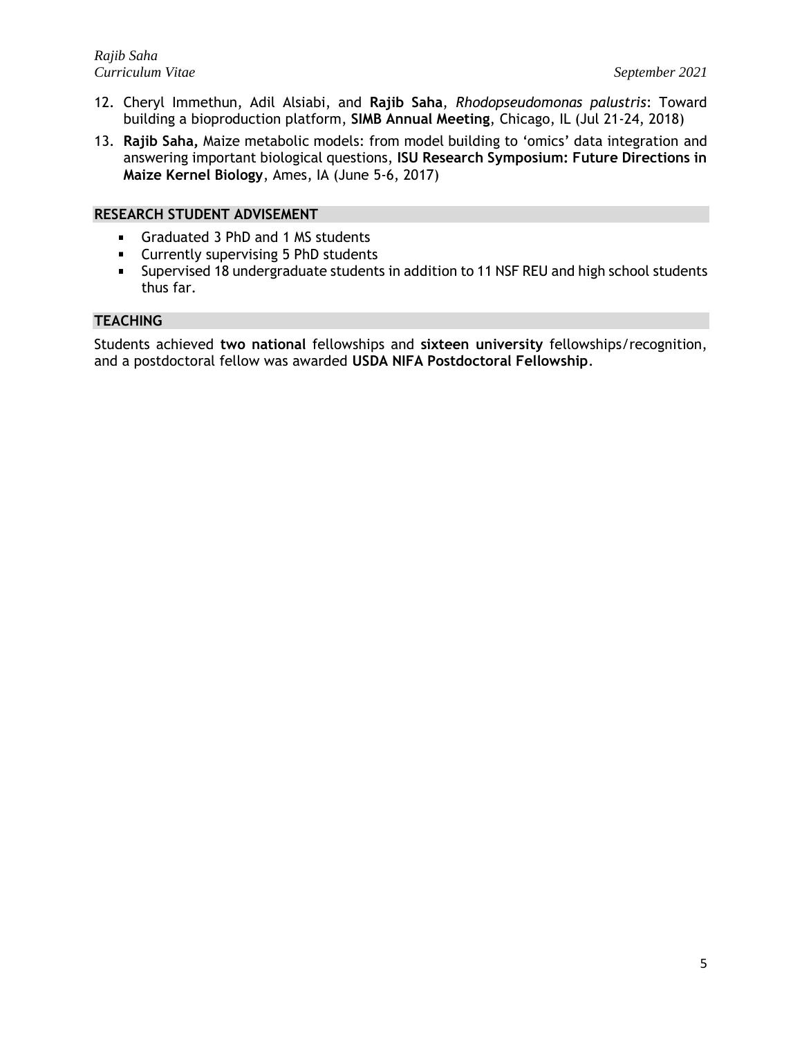12. Cheryl Immethun, Adil Alsiabi, and **Rajib Saha**, *Rhodopseudomonas palustris*: Toward building a bioproduction platform, **SIMB Annual Meeting**, Chicago, IL (Jul 21-24, 2018)
13. **Rajib Saha,** Maize metabolic models: from model building to 'omics' data integration and answering important biological questions, **ISU Research Symposium: Future Directions in Maize Kernel Biology**, Ames, IA (June 5-6, 2017)

## RESEARCH STUDENT ADVISEMENT

- Graduated 3 PhD and 1 MS students
- Currently supervising 5 PhD students
- Supervised 18 undergraduate students in addition to 11 NSF REU and high school students thus far.

## TEACHING

Students achieved **two national** fellowships and **sixteen university** fellowships/recognition, and a postdoctoral fellow was awarded **USDA NIFA Postdoctoral Fellowship**.